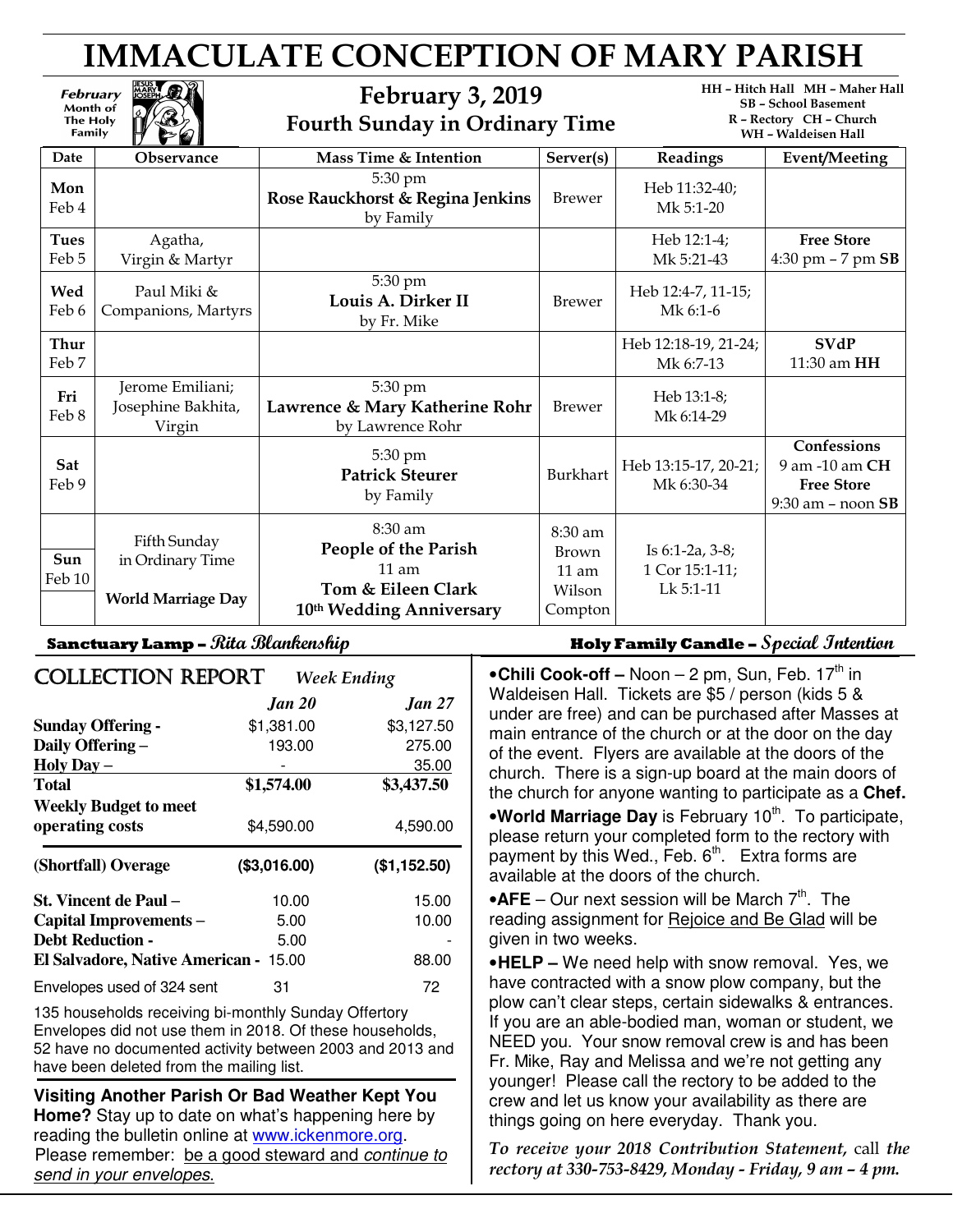# IMMACULATE CONCEPTION OF MARY PARISH

February Month of The Holy Family

## February 3, 2019
## Fourth Sunday in Ordinary Time

HH – Hitch Hall MH – Maher Hall
SB – School Basement
R – Rectory CH – Church
WH – Waldeisen Hall

| Date | Observance | Mass Time & Intention | Server(s) | Readings | Event/Meeting |
|---|---|---|---|---|---|
| Mon Feb 4 | | 5:30 pm **Rose Rauckhorst & Regina Jenkins** by Family | Brewer | Heb 11:32-40; Mk 5:1-20 | |
| Tues Feb 5 | Agatha, Virgin & Martyr | | | Heb 12:1-4; Mk 5:21-43 | **Free Store** 4:30 pm – 7 pm **SB** |
| Wed Feb 6 | Paul Miki & Companions, Martyrs | 5:30 pm **Louis A. Dirker II** by Fr. Mike | Brewer | Heb 12:4-7, 11-15; Mk 6:1-6 | |
| Thur Feb 7 | | | | Heb 12:18-19, 21-24; Mk 6:7-13 | **SVdP** 11:30 am **HH** |
| Fri Feb 8 | Jerome Emiliani; Josephine Bakhita, Virgin | 5:30 pm **Lawrence & Mary Katherine Rohr** by Lawrence Rohr | Brewer | Heb 13:1-8; Mk 6:14-29 | |
| Sat Feb 9 | | 5:30 pm **Patrick Steurer** by Family | Burkhart | Heb 13:15-17, 20-21; Mk 6:30-34 | **Confessions** 9 am -10 am **CH** **Free Store** 9:30 am – noon **SB** |
| Sun Feb 10 | Fifth Sunday in Ordinary Time **World Marriage Day** | 8:30 am **People of the Parish** 11 am **Tom & Eileen Clark 10th Wedding Anniversary** | 8:30 am Brown 11 am Wilson Compton | Is 6:1-2a, 3-8; 1 Cor 15:1-11; Lk 5:1-11 | |

**Sanctuary Lamp –** *Rita Blankenship*

**Holy Family Candle –** *Special Intention*

## COLLECTION REPORT *Week Ending*

| | *Jan 20* | *Jan 27* |
|---|---|---|
| **Sunday Offering -** | $1,381.00 | $3,127.50 |
| **Daily Offering –** | 193.00 | 275.00 |
| **Holy Day –** | - | 35.00 |
| **Total** | **$1,574.00** | **$3,437.50** |
| **Weekly Budget to meet operating costs** | $4,590.00 | 4,590.00 |
| **(Shortfall) Overage** | **($3,016.00)** | **($1,152.50)** |
| **St. Vincent de Paul –** | 10.00 | 15.00 |
| **Capital Improvements –** | 5.00 | 10.00 |
| **Debt Reduction -** | 5.00 | - |
| **El Salvadore, Native American -** | 15.00 | 88.00 |
| Envelopes used of 324 sent | 31 | 72 |

135 households receiving bi-monthly Sunday Offertory Envelopes did not use them in 2018. Of these households, 52 have no documented activity between 2003 and 2013 and have been deleted from the mailing list.

**Visiting Another Parish Or Bad Weather Kept You Home?** Stay up to date on what's happening here by reading the bulletin online at www.ickenmore.org. Please remember: be a good steward and *continue to send in your envelopes.*

- **Chili Cook-off –** Noon – 2 pm, Sun, Feb. 17th in Waldeisen Hall. Tickets are $5 / person (kids 5 & under are free) and can be purchased after Masses at main entrance of the church or at the door on the day of the event. Flyers are available at the doors of the church. There is a sign-up board at the main doors of the church for anyone wanting to participate as a **Chef.**
- **World Marriage Day** is February 10th. To participate, please return your completed form to the rectory with payment by this Wed., Feb. 6th. Extra forms are available at the doors of the church.
- **AFE** – Our next session will be March 7th. The reading assignment for Rejoice and Be Glad will be given in two weeks.
- **HELP –** We need help with snow removal. Yes, we have contracted with a snow plow company, but the plow can't clear steps, certain sidewalks & entrances. If you are an able-bodied man, woman or student, we NEED you. Your snow removal crew is and has been Fr. Mike, Ray and Melissa and we're not getting any younger! Please call the rectory to be added to the crew and let us know your availability as there are things going on here everyday. Thank you.

*To receive your 2018 Contribution Statement,* call *the rectory at 330-753-8429, Monday - Friday, 9 am – 4 pm.*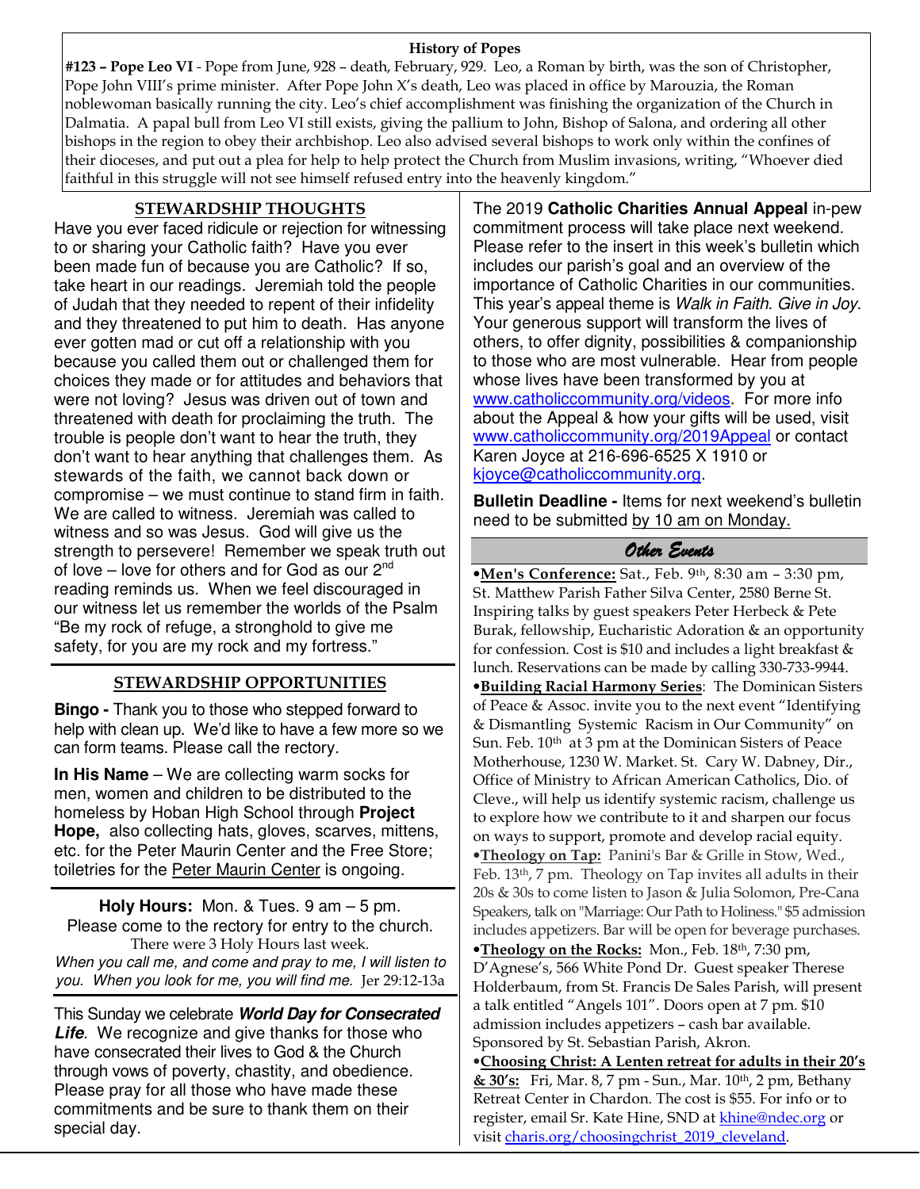## History of Popes

**#123 – Pope Leo VI** - Pope from June, 928 – death, February, 929. Leo, a Roman by birth, was the son of Christopher, Pope John VIII's prime minister. After Pope John X's death, Leo was placed in office by Marouzia, the Roman noblewoman basically running the city. Leo's chief accomplishment was finishing the organization of the Church in Dalmatia. A papal bull from Leo VI still exists, giving the pallium to John, Bishop of Salona, and ordering all other bishops in the region to obey their archbishop. Leo also advised several bishops to work only within the confines of their dioceses, and put out a plea for help to help protect the Church from Muslim invasions, writing, "Whoever died faithful in this struggle will not see himself refused entry into the heavenly kingdom."

## STEWARDSHIP THOUGHTS

Have you ever faced ridicule or rejection for witnessing to or sharing your Catholic faith? Have you ever been made fun of because you are Catholic? If so, take heart in our readings. Jeremiah told the people of Judah that they needed to repent of their infidelity and they threatened to put him to death. Has anyone ever gotten mad or cut off a relationship with you because you called them out or challenged them for choices they made or for attitudes and behaviors that were not loving? Jesus was driven out of town and threatened with death for proclaiming the truth. The trouble is people don't want to hear the truth, they don't want to hear anything that challenges them. As stewards of the faith, we cannot back down or compromise – we must continue to stand firm in faith. We are called to witness. Jeremiah was called to witness and so was Jesus. God will give us the strength to persevere! Remember we speak truth out of love – love for others and for God as our 2nd reading reminds us. When we feel discouraged in our witness let us remember the worlds of the Psalm "Be my rock of refuge, a stronghold to give me safety, for you are my rock and my fortress."

## STEWARDSHIP OPPORTUNITIES

**Bingo -** Thank you to those who stepped forward to help with clean up. We'd like to have a few more so we can form teams. Please call the rectory.

**In His Name** – We are collecting warm socks for men, women and children to be distributed to the homeless by Hoban High School through **Project Hope,** also collecting hats, gloves, scarves, mittens, etc. for the Peter Maurin Center and the Free Store; toiletries for the Peter Maurin Center is ongoing.

**Holy Hours:** Mon. & Tues. 9 am – 5 pm.
Please come to the rectory for entry to the church.
There were 3 Holy Hours last week.

*When you call me, and come and pray to me, I will listen to you. When you look for me, you will find me.* Jer 29:12-13a

This Sunday we celebrate ***World Day for Consecrated Life***. We recognize and give thanks for those who have consecrated their lives to God & the Church through vows of poverty, chastity, and obedience. Please pray for all those who have made these commitments and be sure to thank them on their special day.

The 2019 **Catholic Charities Annual Appeal** in-pew commitment process will take place next weekend. Please refer to the insert in this week's bulletin which includes our parish's goal and an overview of the importance of Catholic Charities in our communities. This year's appeal theme is *Walk in Faith. Give in Joy*. Your generous support will transform the lives of others, to offer dignity, possibilities & companionship to those who are most vulnerable. Hear from people whose lives have been transformed by you at www.catholiccommunity.org/videos. For more info about the Appeal & how your gifts will be used, visit www.catholiccommunity.org/2019Appeal or contact Karen Joyce at 216-696-6525 X 1910 or kjoyce@catholiccommunity.org.

**Bulletin Deadline -** Items for next weekend's bulletin need to be submitted by 10 am on Monday.

## *Other Events*

- **Men's Conference:** Sat., Feb. 9th, 8:30 am – 3:30 pm, St. Matthew Parish Father Silva Center, 2580 Berne St. Inspiring talks by guest speakers Peter Herbeck & Pete Burak, fellowship, Eucharistic Adoration & an opportunity for confession. Cost is $10 and includes a light breakfast & lunch. Reservations can be made by calling 330-733-9944.
- **Building Racial Harmony Series**: The Dominican Sisters of Peace & Assoc. invite you to the next event "Identifying & Dismantling Systemic Racism in Our Community" on Sun. Feb. 10th at 3 pm at the Dominican Sisters of Peace Motherhouse, 1230 W. Market. St. Cary W. Dabney, Dir., Office of Ministry to African American Catholics, Dio. of Cleve., will help us identify systemic racism, challenge us to explore how we contribute to it and sharpen our focus on ways to support, promote and develop racial equity.
- **Theology on Tap:** Panini's Bar & Grille in Stow, Wed., Feb. 13th, 7 pm. Theology on Tap invites all adults in their 20s & 30s to come listen to Jason & Julia Solomon, Pre-Cana Speakers, talk on "Marriage: Our Path to Holiness." $5 admission includes appetizers. Bar will be open for beverage purchases.
- **Theology on the Rocks:** Mon., Feb. 18th, 7:30 pm, D'Agnese's, 566 White Pond Dr. Guest speaker Therese Holderbaum, from St. Francis De Sales Parish, will present a talk entitled "Angels 101". Doors open at 7 pm. $10 admission includes appetizers – cash bar available. Sponsored by St. Sebastian Parish, Akron.
- **Choosing Christ: A Lenten retreat for adults in their 20's & 30's:** Fri, Mar. 8, 7 pm - Sun., Mar. 10th, 2 pm, Bethany Retreat Center in Chardon. The cost is $55. For info or to register, email Sr. Kate Hine, SND at khine@ndec.org or visit charis.org/choosingchrist_2019_cleveland.